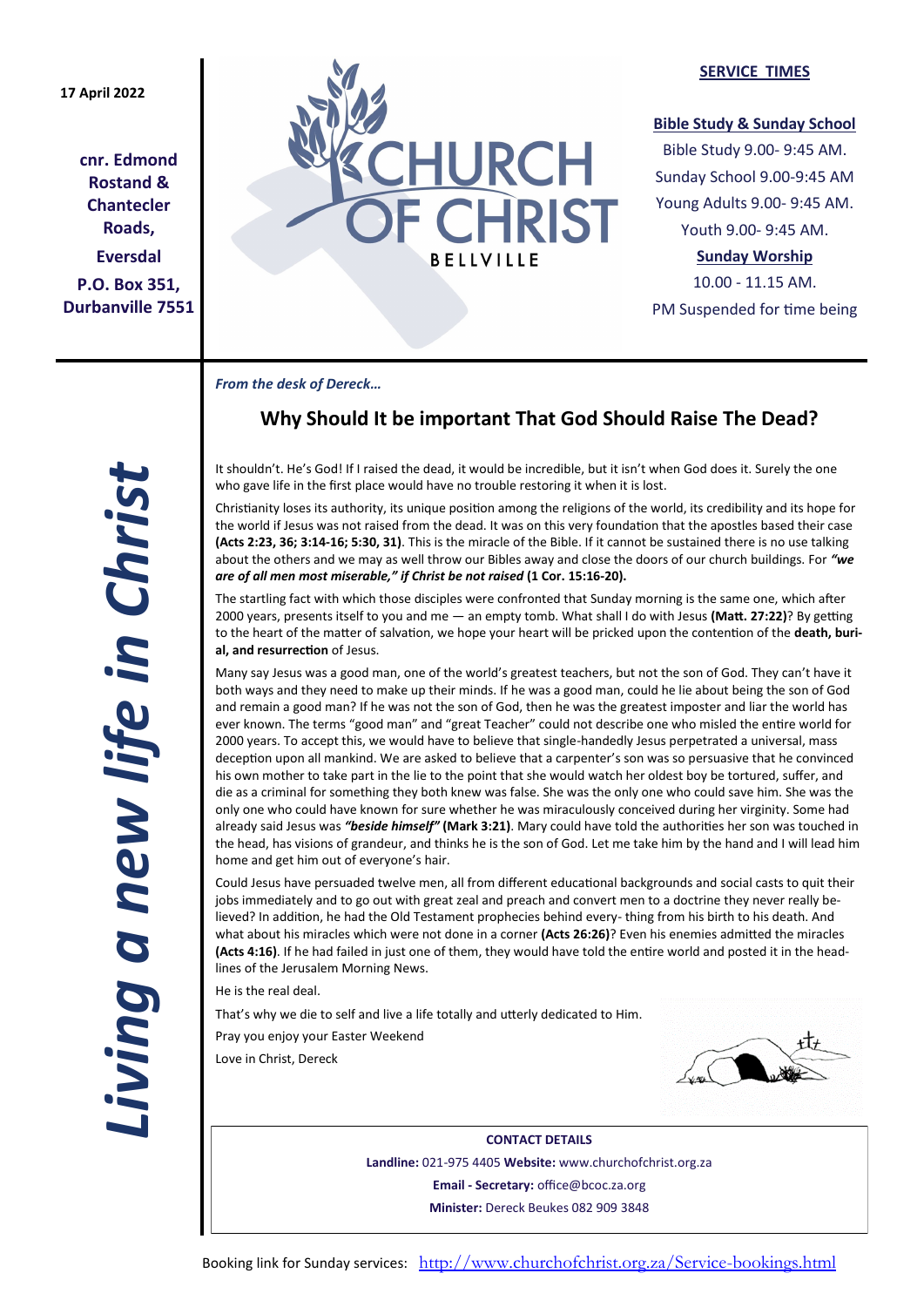17 April 2022

**cnr. Edmond Rostand & Chantecler Roads,**

**Eversdal**

**P.O. Box 351, Durbanville 7551**

# CHURCH OF CHRIST

BELLVILLE

**SERVICE TIMES**

**Bible Study & Sunday School**

Bible Study 9.00- 9:45 AM.

Sunday School 9.00-9:45 AM

Young Adults 9.00- 9:45 AM.

Youth 9.00- 9:45 AM.

**Sunday Worship**

10.00 - 11.15 AM.

PM Suspended for time being

***Living a new life in Christ***

*From the desk of Dereck…*

## Why Should It be important That God Should Raise The Dead?

It shouldn't. He's God! If I raised the dead, it would be incredible, but it isn't when God does it. Surely the one who gave life in the first place would have no trouble restoring it when it is lost.

Christianity loses its authority, its unique position among the religions of the world, its credibility and its hope for the world if Jesus was not raised from the dead. It was on this very foundation that the apostles based their case **(Acts 2:23, 36; 3:14-16; 5:30, 31)**. This is the miracle of the Bible. If it cannot be sustained there is no use talking about the others and we may as well throw our Bibles away and close the doors of our church buildings. For ***"we are of all men most miserable," if Christ be not raised*** **(1 Cor. 15:16-20).**

The startling fact with which those disciples were confronted that Sunday morning is the same one, which after 2000 years, presents itself to you and me — an empty tomb. What shall I do with Jesus **(Matt. 27:22)**? By getting to the heart of the matter of salvation, we hope your heart will be pricked upon the contention of the **death, burial, and resurrection** of Jesus.

Many say Jesus was a good man, one of the world's greatest teachers, but not the son of God. They can't have it both ways and they need to make up their minds. If he was a good man, could he lie about being the son of God and remain a good man? If he was not the son of God, then he was the greatest imposter and liar the world has ever known. The terms "good man" and "great Teacher" could not describe one who misled the entire world for 2000 years. To accept this, we would have to believe that single-handedly Jesus perpetrated a universal, mass deception upon all mankind. We are asked to believe that a carpenter's son was so persuasive that he convinced his own mother to take part in the lie to the point that she would watch her oldest boy be tortured, suffer, and die as a criminal for something they both knew was false. She was the only one who could save him. She was the only one who could have known for sure whether he was miraculously conceived during her virginity. Some had already said Jesus was ***"beside himself"*** **(Mark 3:21)**. Mary could have told the authorities her son was touched in the head, has visions of grandeur, and thinks he is the son of God. Let me take him by the hand and I will lead him home and get him out of everyone's hair.

Could Jesus have persuaded twelve men, all from different educational backgrounds and social casts to quit their jobs immediately and to go out with great zeal and preach and convert men to a doctrine they never really believed? In addition, he had the Old Testament prophecies behind every- thing from his birth to his death. And what about his miracles which were not done in a corner **(Acts 26:26)**? Even his enemies admitted the miracles **(Acts 4:16)**. If he had failed in just one of them, they would have told the entire world and posted it in the headlines of the Jerusalem Morning News.

He is the real deal.

That's why we die to self and live a life totally and utterly dedicated to Him.

Pray you enjoy your Easter Weekend

Love in Christ, Dereck

**CONTACT DETAILS**

**Landline:** 021-975 4405 **Website:** www.churchofchrist.org.za

**Email - Secretary:** office@bcoc.za.org

**Minister:** Dereck Beukes 082 909 3848

Booking link for Sunday services: http://www.churchofchrist.org.za/Service-bookings.html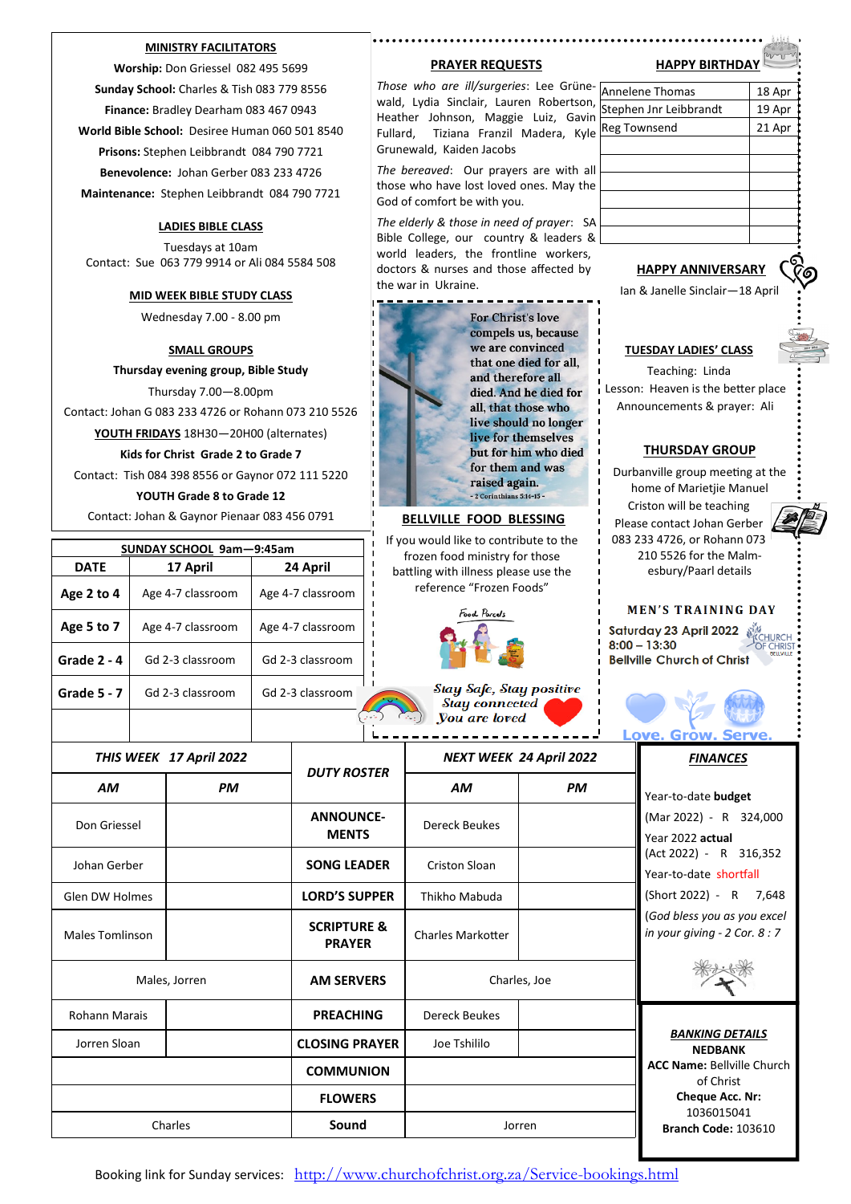## MINISTRY FACILITATORS

**Worship:** Don Griessel 082 495 5699

**Sunday School:** Charles & Tish 083 779 8556

**Finance:** Bradley Dearham 083 467 0943

**World Bible School:** Desiree Human 060 501 8540

**Prisons:** Stephen Leibbrandt 084 790 7721

**Benevolence:** Johan Gerber 083 233 4726

**Maintenance:** Stephen Leibbrandt 084 790 7721

## LADIES BIBLE CLASS

Tuesdays at 10am

Contact: Sue 063 779 9914 or Ali 084 5584 508

## MID WEEK BIBLE STUDY CLASS

Wednesday 7.00 - 8.00 pm

## SMALL GROUPS

**Thursday evening group, Bible Study**

Thursday 7.00—8.00pm

Contact: Johan G 083 233 4726 or Rohann 073 210 5526

**YOUTH FRIDAYS** 18H30—20H00 (alternates)

**Kids for Christ Grade 2 to Grade 7**

Contact: Tish 084 398 8556 or Gaynor 072 111 5220

**YOUTH Grade 8 to Grade 12**

Contact: Johan & Gaynor Pienaar 083 456 0791

**SUNDAY SCHOOL 9am—9:45am**

| DATE | 17 April | 24 April |
|---|---|---|
| Age 2 to 4 | Age 4-7 classroom | Age 4-7 classroom |
| Age 5 to 7 | Age 4-7 classroom | Age 4-7 classroom |
| Grade 2 - 4 | Gd 2-3 classroom | Gd 2-3 classroom |
| Grade 5 - 7 | Gd 2-3 classroom | Gd 2-3 classroom |
| | | |

## PRAYER REQUESTS

*Those who are ill/surgeries*: Lee Grünewald, Lydia Sinclair, Lauren Robertson, Heather Johnson, Maggie Luiz, Gavin Fullard, Tiziana Franzil Madera, Kyle Grunewald, Kaiden Jacobs

*The bereaved*: Our prayers are with all those who have lost loved ones. May the God of comfort be with you.

*The elderly & those in need of prayer*: SA Bible College, our country & leaders & world leaders, the frontline workers, doctors & nurses and those affected by the war in Ukraine.

For Christ's love compels us, because we are convinced that one died for all, and therefore all died. And he died for all, that those who live should no longer live for themselves but for him who died for them and was raised again.

- 2 Corinthians 5:14-15 -

## BELLVILLE FOOD BLESSING

If you would like to contribute to the frozen food ministry for those battling with illness please use the reference "Frozen Foods"

Food Parcels

*Stay Safe, Stay positive*
*Stay connected*
*You are loved*

## HAPPY BIRTHDAY

| | |
|---|---|
| Annelene Thomas | 18 Apr |
| Stephen Jnr Leibbrandt | 19 Apr |
| Reg Townsend | 21 Apr |
| | |
| | |
| | |
| | |
| | |

## HAPPY ANNIVERSARY

Ian & Janelle Sinclair—18 April

## TUESDAY LADIES' CLASS

Teaching: Linda

Lesson: Heaven is the better place

Announcements & prayer: Ali

## THURSDAY GROUP

Durbanville group meeting at the home of Marietjie Manuel

Criston will be teaching

Please contact Johan Gerber 083 233 4726, or Rohann 073 210 5526 for the Malmesbury/Paarl details

## MEN'S TRAINING DAY

**Saturday 23 April 2022**
**8:00 – 13:30**
**Bellville Church of Christ**

Love. Grow. Serve.

| THIS WEEK 17 April 2022 | | DUTY ROSTER | NEXT WEEK 24 April 2022 | |
|---|---|---|---|---|
| AM | PM | | AM | PM |
| Don Griessel | | ANNOUNCEMENTS | Dereck Beukes | |
| Johan Gerber | | SONG LEADER | Criston Sloan | |
| Glen DW Holmes | | LORD'S SUPPER | Thikho Mabuda | |
| Males Tomlinson | | SCRIPTURE & PRAYER | Charles Markotter | |
| Males, Jorren | | AM SERVERS | Charles, Joe | |
| Rohann Marais | | PREACHING | Dereck Beukes | |
| Jorren Sloan | | CLOSING PRAYER | Joe Tshililo | |
| | | COMMUNION | | |
| | | FLOWERS | | |
| Charles | | Sound | Jorren | |

## FINANCES

Year-to-date **budget**

(Mar 2022) - R 324,000

Year 2022 **actual**

(Act 2022) - R 316,352

Year-to-date shortfall

(Short 2022) - R 7,648

*(God bless you as you excel in your giving - 2 Cor. 8 : 7*

**BANKING DETAILS**

**NEDBANK**

**ACC Name:** Bellville Church of Christ

**Cheque Acc. Nr:** 1036015041

**Branch Code:** 103610

Booking link for Sunday services: http://www.churchofchrist.org.za/Service-bookings.html